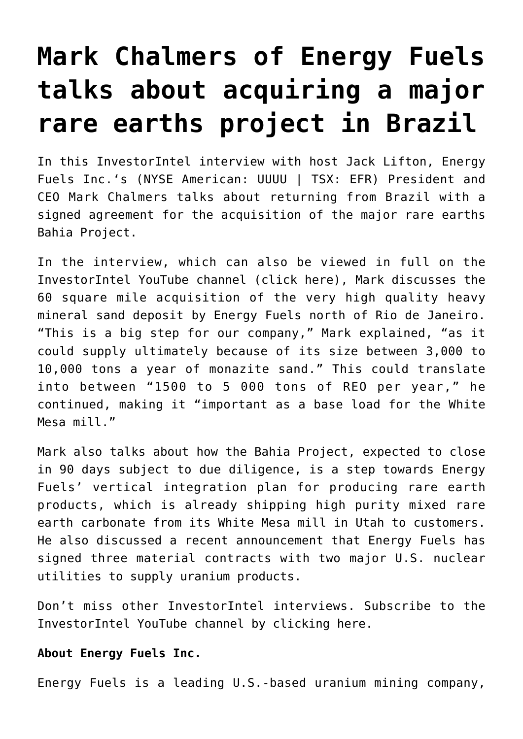# Mark Chalmers of Energy Fuels talks about acquiring a major rare earths project in Brazil

In this InvestorIntel interview with host Jack Lifton, Energy Fuels Inc.'s (NYSE American: UUUU | TSX: EFR) President and CEO Mark Chalmers talks about returning from Brazil with a signed agreement for the acquisition of the major rare earths Bahia Project.

In the interview, which can also be viewed in full on the InvestorIntel YouTube channel (click here), Mark discusses the 60 square mile acquisition of the very high quality heavy mineral sand deposit by Energy Fuels north of Rio de Janeiro. "This is a big step for our company," Mark explained, "as it could supply ultimately because of its size between 3,000 to 10,000 tons a year of monazite sand." This could translate into between "1500 to 5 000 tons of REO per year," he continued, making it "important as a base load for the White Mesa mill."

Mark also talks about how the Bahia Project, expected to close in 90 days subject to due diligence, is a step towards Energy Fuels' vertical integration plan for producing rare earth products, which is already shipping high purity mixed rare earth carbonate from its White Mesa mill in Utah to customers. He also discussed a recent announcement that Energy Fuels has signed three material contracts with two major U.S. nuclear utilities to supply uranium products.

Don't miss other InvestorIntel interviews. Subscribe to the InvestorIntel YouTube channel by clicking here.

**About Energy Fuels Inc.**

Energy Fuels is a leading U.S.-based uranium mining company,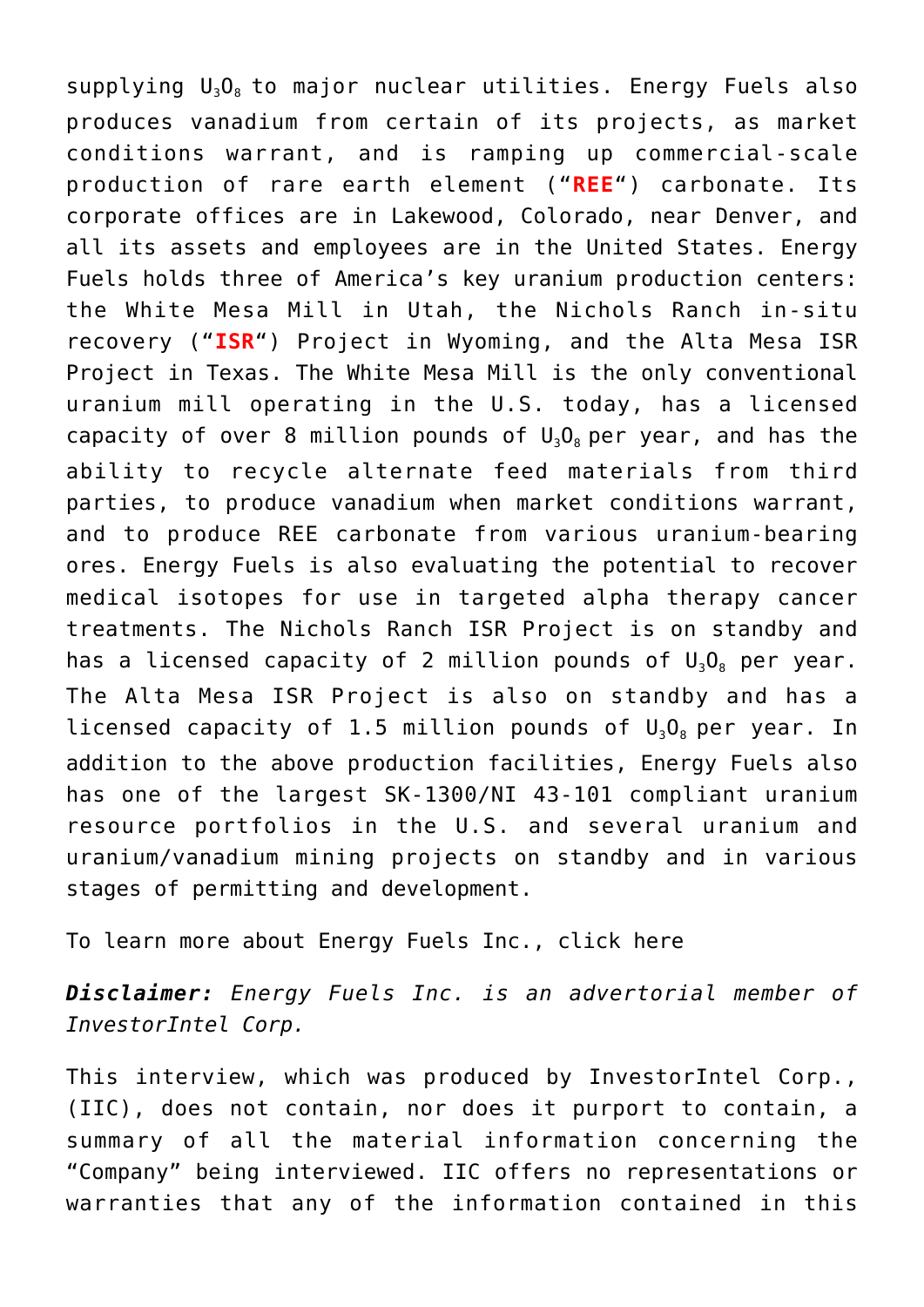supplying $U_3O_8$ to major nuclear utilities. Energy Fuels also produces vanadium from certain of its projects, as market conditions warrant, and is ramping up commercial-scale production of rare earth element ("**REE**") carbonate. Its corporate offices are in Lakewood, Colorado, near Denver, and all its assets and employees are in the United States. Energy Fuels holds three of America's key uranium production centers: the White Mesa Mill in Utah, the Nichols Ranch in-situ recovery ("**ISR**") Project in Wyoming, and the Alta Mesa ISR Project in Texas. The White Mesa Mill is the only conventional uranium mill operating in the U.S. today, has a licensed capacity of over 8 million pounds of $U_3O_8$ per year, and has the ability to recycle alternate feed materials from third parties, to produce vanadium when market conditions warrant, and to produce REE carbonate from various uranium-bearing ores. Energy Fuels is also evaluating the potential to recover medical isotopes for use in targeted alpha therapy cancer treatments. The Nichols Ranch ISR Project is on standby and has a licensed capacity of 2 million pounds of $U_3O_8$ per year. The Alta Mesa ISR Project is also on standby and has a licensed capacity of 1.5 million pounds of $U_3O_8$ per year. In addition to the above production facilities, Energy Fuels also has one of the largest SK-1300/NI 43-101 compliant uranium resource portfolios in the U.S. and several uranium and uranium/vanadium mining projects on standby and in various stages of permitting and development.

To learn more about Energy Fuels Inc., click here

***Disclaimer:*** *Energy Fuels Inc. is an advertorial member of InvestorIntel Corp.*

This interview, which was produced by InvestorIntel Corp., (IIC), does not contain, nor does it purport to contain, a summary of all the material information concerning the "Company" being interviewed. IIC offers no representations or warranties that any of the information contained in this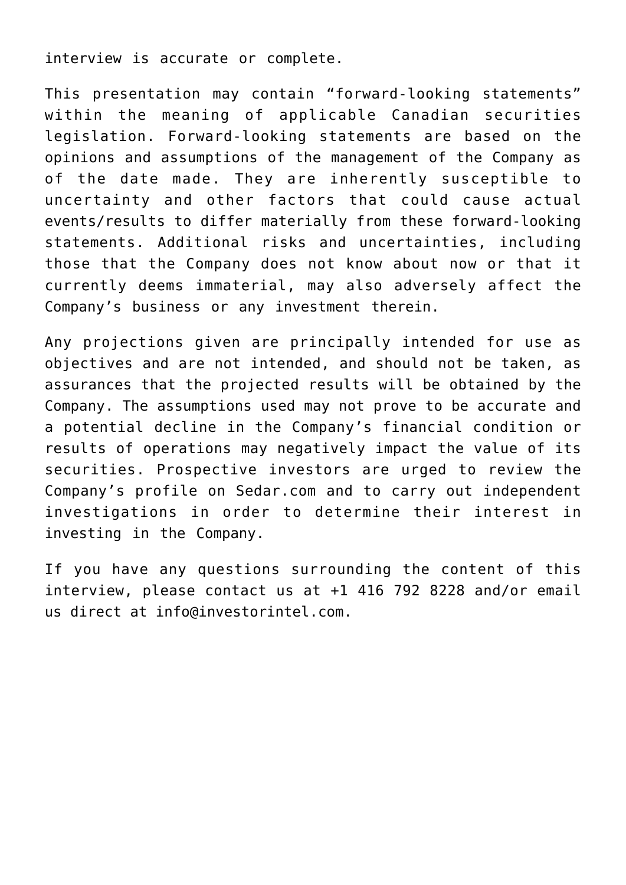interview is accurate or complete.

This presentation may contain “forward-looking statements” within the meaning of applicable Canadian securities legislation. Forward-looking statements are based on the opinions and assumptions of the management of the Company as of the date made. They are inherently susceptible to uncertainty and other factors that could cause actual events/results to differ materially from these forward-looking statements. Additional risks and uncertainties, including those that the Company does not know about now or that it currently deems immaterial, may also adversely affect the Company’s business or any investment therein.

Any projections given are principally intended for use as objectives and are not intended, and should not be taken, as assurances that the projected results will be obtained by the Company. The assumptions used may not prove to be accurate and a potential decline in the Company’s financial condition or results of operations may negatively impact the value of its securities. Prospective investors are urged to review the Company’s profile on Sedar.com and to carry out independent investigations in order to determine their interest in investing in the Company.

If you have any questions surrounding the content of this interview, please contact us at +1 416 792 8228 and/or email us direct at info@investorintel.com.